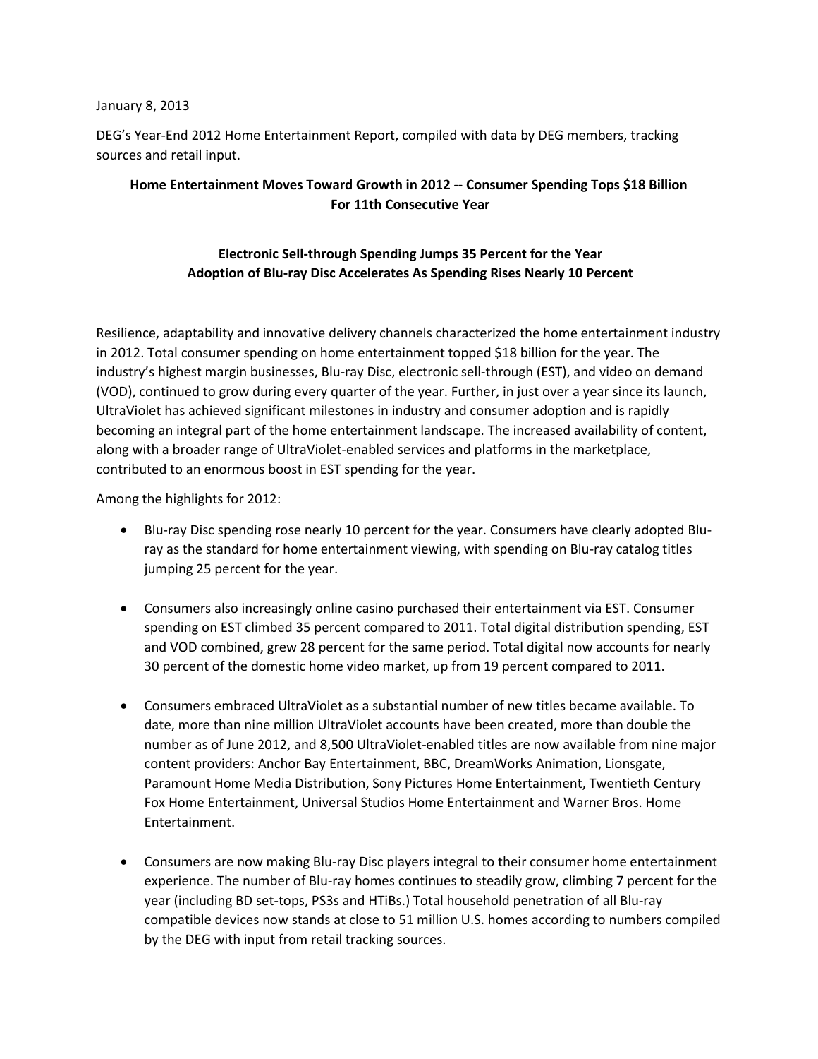January 8, 2013

DEG's Year-End 2012 Home Entertainment Report, compiled with data by DEG members, tracking sources and retail input.

**Home Entertainment Moves Toward Growth in 2012 -- Consumer Spending Tops $18 Billion For 11th Consecutive Year**

**Electronic Sell-through Spending Jumps 35 Percent for the Year**
**Adoption of Blu-ray Disc Accelerates As Spending Rises Nearly 10 Percent**

Resilience, adaptability and innovative delivery channels characterized the home entertainment industry in 2012. Total consumer spending on home entertainment topped $18 billion for the year. The industry's highest margin businesses, Blu-ray Disc, electronic sell-through (EST), and video on demand (VOD), continued to grow during every quarter of the year. Further, in just over a year since its launch, UltraViolet has achieved significant milestones in industry and consumer adoption and is rapidly becoming an integral part of the home entertainment landscape. The increased availability of content, along with a broader range of UltraViolet-enabled services and platforms in the marketplace, contributed to an enormous boost in EST spending for the year.

Among the highlights for 2012:

- Blu-ray Disc spending rose nearly 10 percent for the year. Consumers have clearly adopted Blu-ray as the standard for home entertainment viewing, with spending on Blu-ray catalog titles jumping 25 percent for the year.

- Consumers also increasingly online casino purchased their entertainment via EST. Consumer spending on EST climbed 35 percent compared to 2011. Total digital distribution spending, EST and VOD combined, grew 28 percent for the same period. Total digital now accounts for nearly 30 percent of the domestic home video market, up from 19 percent compared to 2011.

- Consumers embraced UltraViolet as a substantial number of new titles became available. To date, more than nine million UltraViolet accounts have been created, more than double the number as of June 2012, and 8,500 UltraViolet-enabled titles are now available from nine major content providers: Anchor Bay Entertainment, BBC, DreamWorks Animation, Lionsgate, Paramount Home Media Distribution, Sony Pictures Home Entertainment, Twentieth Century Fox Home Entertainment, Universal Studios Home Entertainment and Warner Bros. Home Entertainment.

- Consumers are now making Blu-ray Disc players integral to their consumer home entertainment experience. The number of Blu-ray homes continues to steadily grow, climbing 7 percent for the year (including BD set-tops, PS3s and HTiBs.) Total household penetration of all Blu-ray compatible devices now stands at close to 51 million U.S. homes according to numbers compiled by the DEG with input from retail tracking sources.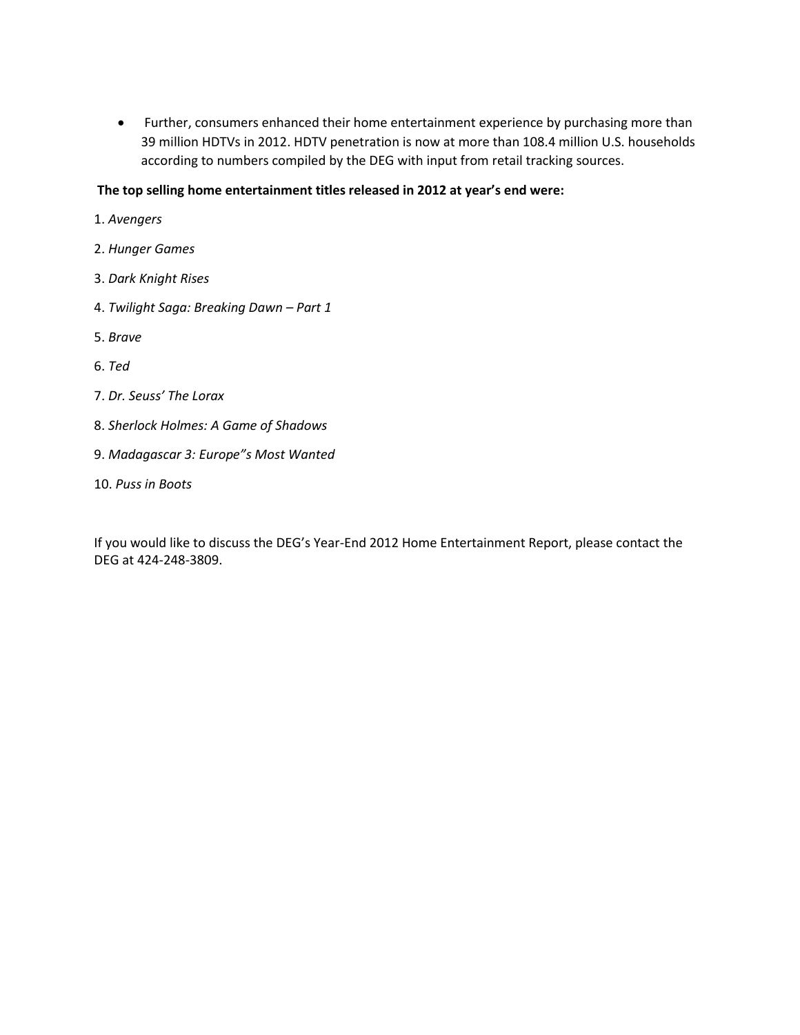- Further, consumers enhanced their home entertainment experience by purchasing more than 39 million HDTVs in 2012. HDTV penetration is now at more than 108.4 million U.S. households according to numbers compiled by the DEG with input from retail tracking sources.

**The top selling home entertainment titles released in 2012 at year's end were:**

1. *Avengers*
2. *Hunger Games*
3. *Dark Knight Rises*
4. *Twilight Saga: Breaking Dawn – Part 1*
5. *Brave*
6. *Ted*
7. *Dr. Seuss' The Lorax*
8. *Sherlock Holmes: A Game of Shadows*
9. *Madagascar 3: Europe"s Most Wanted*
10. *Puss in Boots*

If you would like to discuss the DEG's Year-End 2012 Home Entertainment Report, please contact the DEG at 424-248-3809.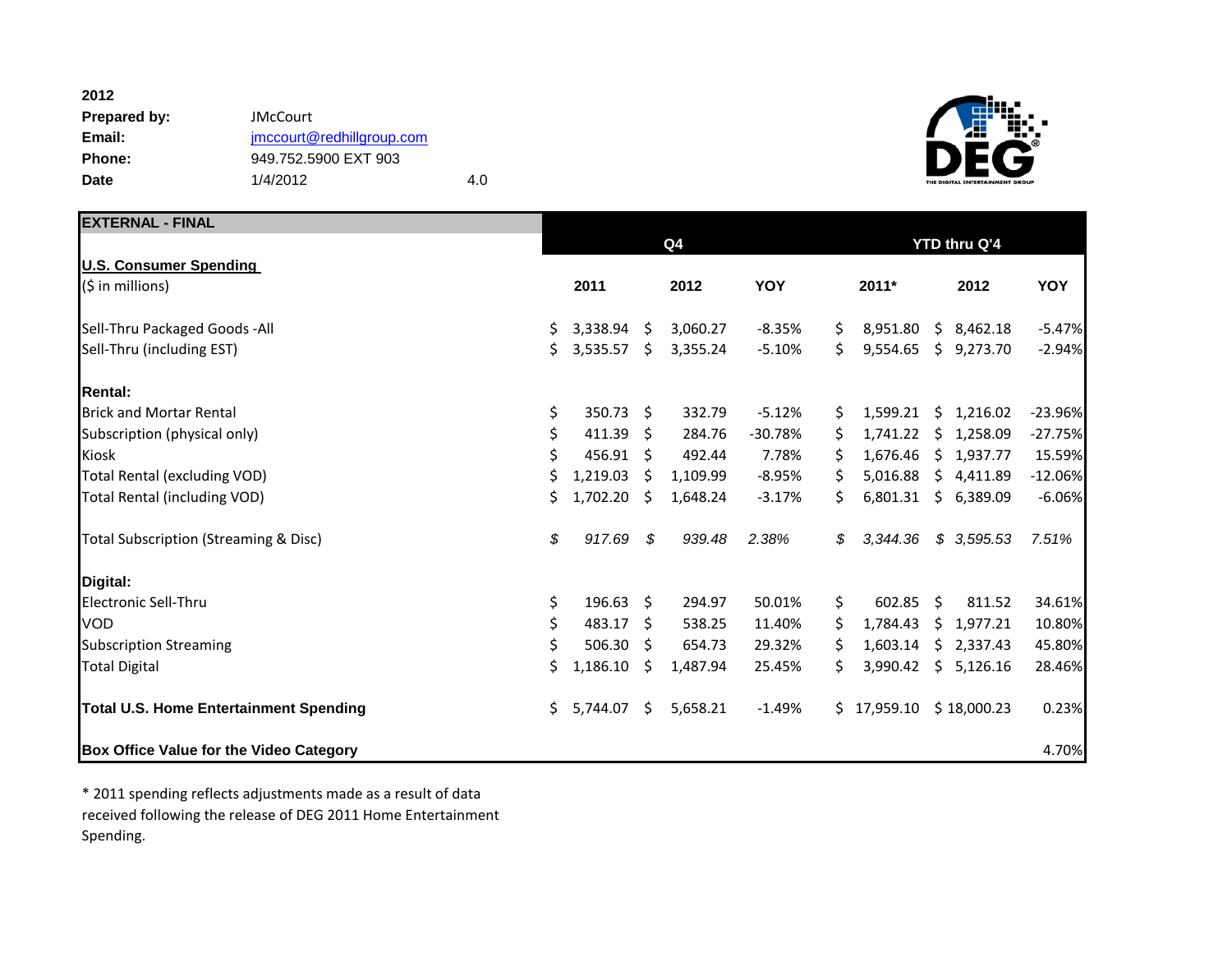**2012**

**Prepared by:** JMcCourt
**Email:** jmccourt@redhillgroup.com
**Phone:** 949.752.5900 EXT 903
**Date** 1/4/2012 4.0

| EXTERNAL - FINAL | Q4 | | | YTD thru Q'4 | | |
|---|---|---|---|---|---|---|
| **U.S. Consumer Spending** ($ in millions) | **2011** | **2012** | **YOY** | **2011*** | **2012** | **YOY** |
| Sell-Thru Packaged Goods -All | $ 3,338.94 | $ 3,060.27 | -8.35% | $ 8,951.80 | $ 8,462.18 | -5.47% |
| Sell-Thru (including EST) | $ 3,535.57 | $ 3,355.24 | -5.10% | $ 9,554.65 | $ 9,273.70 | -2.94% |
| **Rental:** | | | | | | |
| Brick and Mortar Rental | $ 350.73 | $ 332.79 | -5.12% | $ 1,599.21 | $ 1,216.02 | -23.96% |
| Subscription (physical only) | $ 411.39 | $ 284.76 | -30.78% | $ 1,741.22 | $ 1,258.09 | -27.75% |
| Kiosk | $ 456.91 | $ 492.44 | 7.78% | $ 1,676.46 | $ 1,937.77 | 15.59% |
| Total Rental (excluding VOD) | $ 1,219.03 | $ 1,109.99 | -8.95% | $ 5,016.88 | $ 4,411.89 | -12.06% |
| Total Rental (including VOD) | $ 1,702.20 | $ 1,648.24 | -3.17% | $ 6,801.31 | $ 6,389.09 | -6.06% |
| Total Subscription (Streaming & Disc) | *$ 917.69* | *$ 939.48* | *2.38%* | *$ 3,344.36* | *$ 3,595.53* | *7.51%* |
| **Digital:** | | | | | | |
| Electronic Sell-Thru | $ 196.63 | $ 294.97 | 50.01% | $ 602.85 | $ 811.52 | 34.61% |
| VOD | $ 483.17 | $ 538.25 | 11.40% | $ 1,784.43 | $ 1,977.21 | 10.80% |
| Subscription Streaming | $ 506.30 | $ 654.73 | 29.32% | $ 1,603.14 | $ 2,337.43 | 45.80% |
| Total Digital | $ 1,186.10 | $ 1,487.94 | 25.45% | $ 3,990.42 | $ 5,126.16 | 28.46% |
| **Total U.S. Home Entertainment Spending** | $ 5,744.07 | $ 5,658.21 | -1.49% | $ 17,959.10 | $ 18,000.23 | 0.23% |
| **Box Office Value for the Video Category** | | | | | | 4.70% |

* 2011 spending reflects adjustments made as a result of data received following the release of DEG 2011 Home Entertainment Spending.